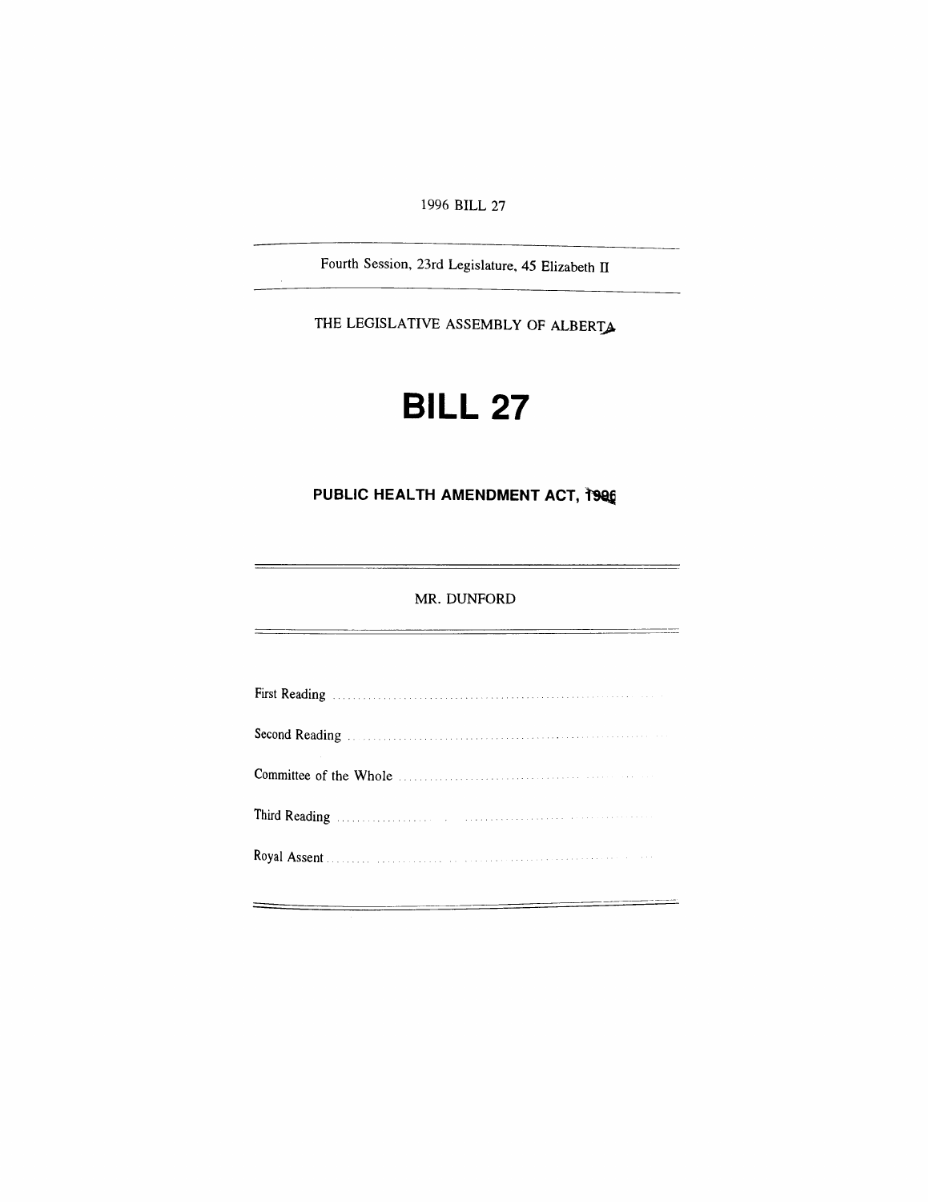1996 BILL 27

Fourth Session, 23rd Legislature, 45 Elizabeth II

THE LEGISLATIVE ASSEMBLY OF ALBERTA

# BILL 27

## PUBLIC HEALTH AMENDMENT ACT, 1996

MR. DUNFORD

First Reading ..........................................................................

Second Reading ..........................................................................

Committee of the Whole ..........................................................................

Third Reading ..........................................................................

Royal Assent ..........................................................................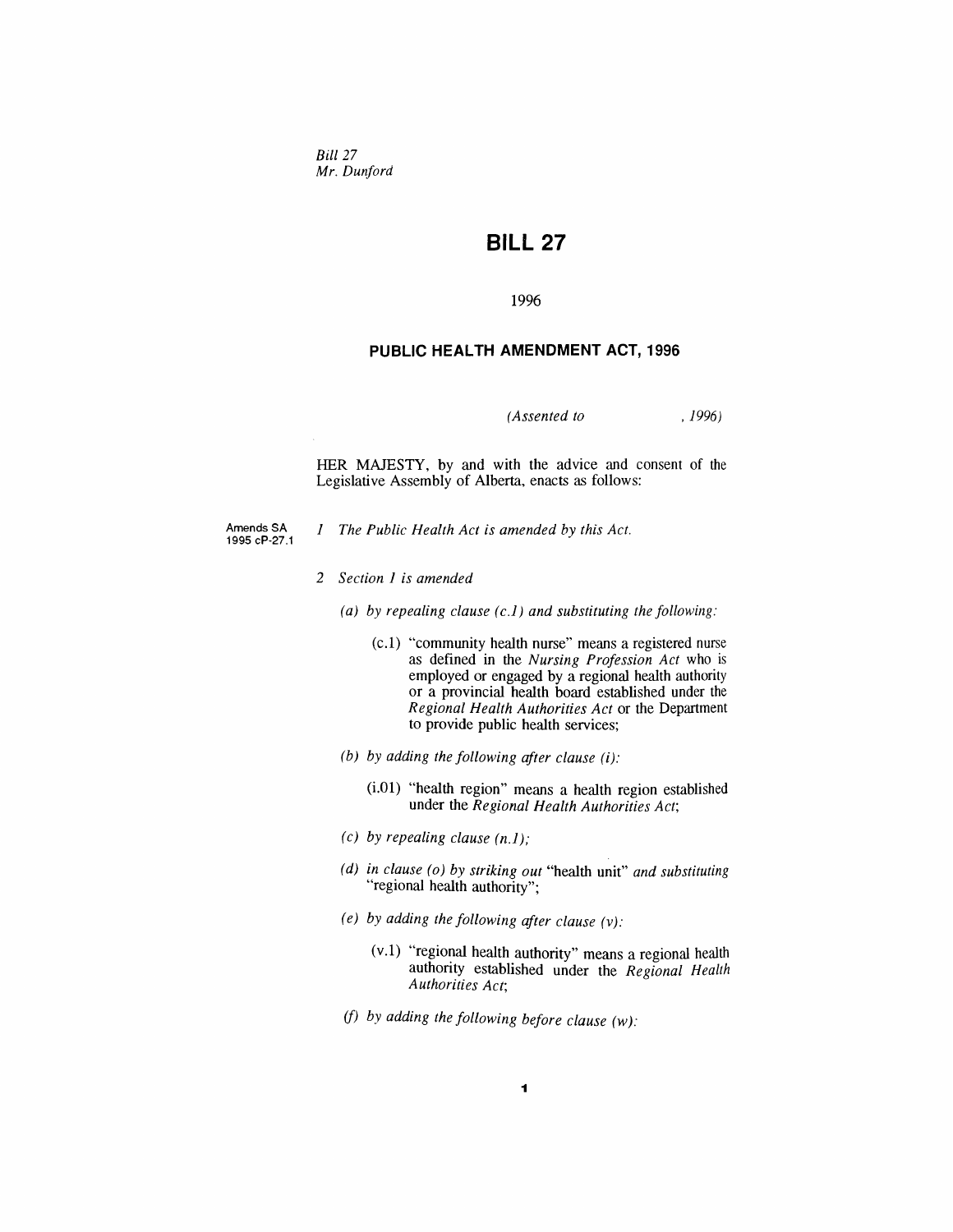*Bill 27*
*Mr. Dunford*

# BILL 27

1996

## PUBLIC HEALTH AMENDMENT ACT, 1996

*(Assented to , 1996)*

HER MAJESTY, by and with the advice and consent of the Legislative Assembly of Alberta, enacts as follows:

Amends SA 1995 cP-27.1

*1 The Public Health Act is amended by this Act.*

*2 Section 1 is amended*

*(a) by repealing clause (c.1) and substituting the following:*

(c.1) "community health nurse" means a registered nurse as defined in the *Nursing Profession Act* who is employed or engaged by a regional health authority or a provincial health board established under the *Regional Health Authorities Act* or the Department to provide public health services;

*(b) by adding the following after clause (i):*

(i.01) "health region" means a health region established under the *Regional Health Authorities Act*;

*(c) by repealing clause (n.1);*

*(d) in clause (o) by striking out* "health unit" *and substituting* "regional health authority";

*(e) by adding the following after clause (v):*

(v.1) "regional health authority" means a regional health authority established under the *Regional Health Authorities Act*;

*(f) by adding the following before clause (w):*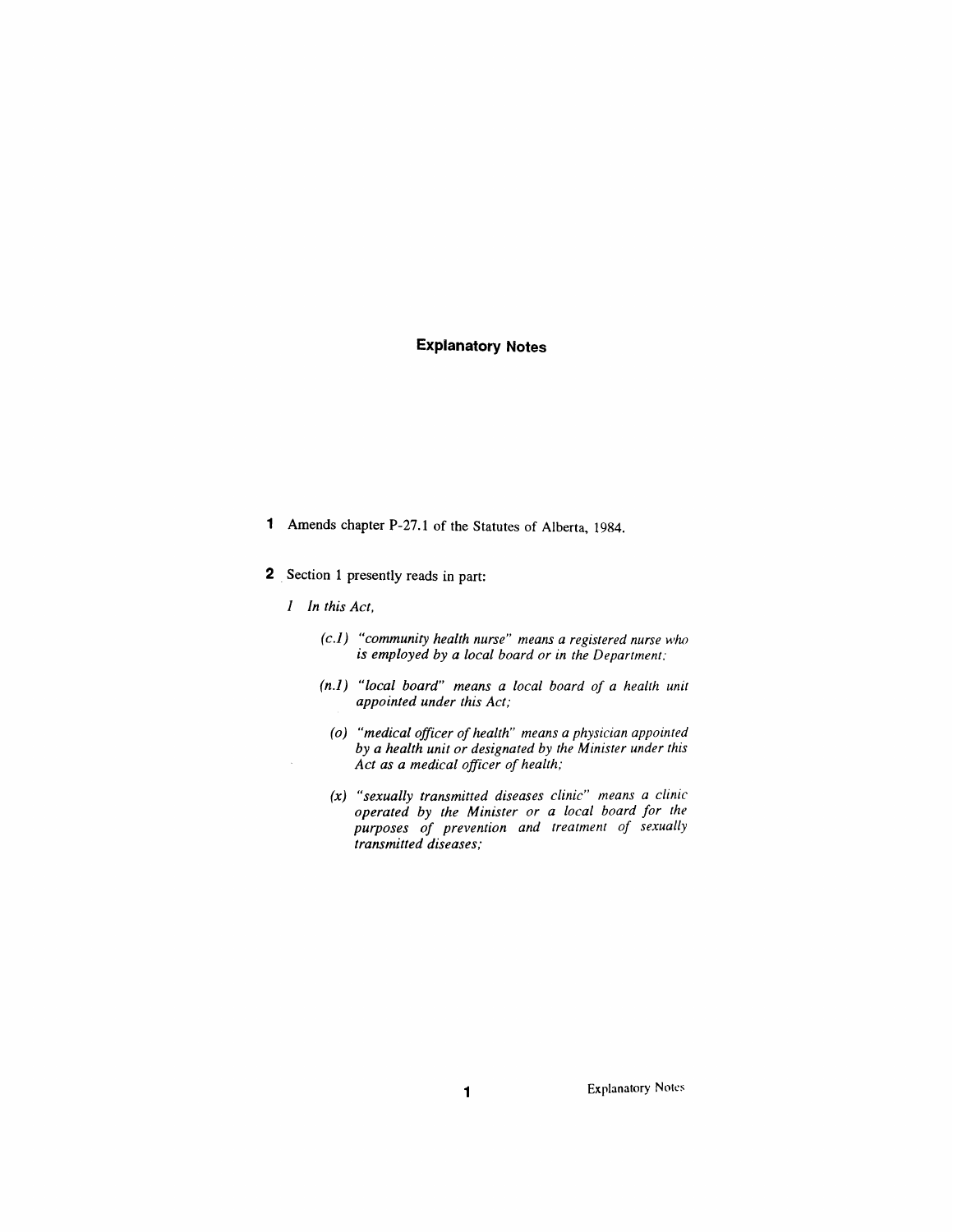## Explanatory Notes

**1** Amends chapter P-27.1 of the Statutes of Alberta, 1984.

**2** Section 1 presently reads in part:

*1 In this Act,*

*(c.1) "community health nurse" means a registered nurse who is employed by a local board or in the Department;*

*(n.1) "local board" means a local board of a health unit appointed under this Act;*

*(o) "medical officer of health" means a physician appointed by a health unit or designated by the Minister under this Act as a medical officer of health;*

*(x) "sexually transmitted diseases clinic" means a clinic operated by the Minister or a local board for the purposes of prevention and treatment of sexually transmitted diseases;*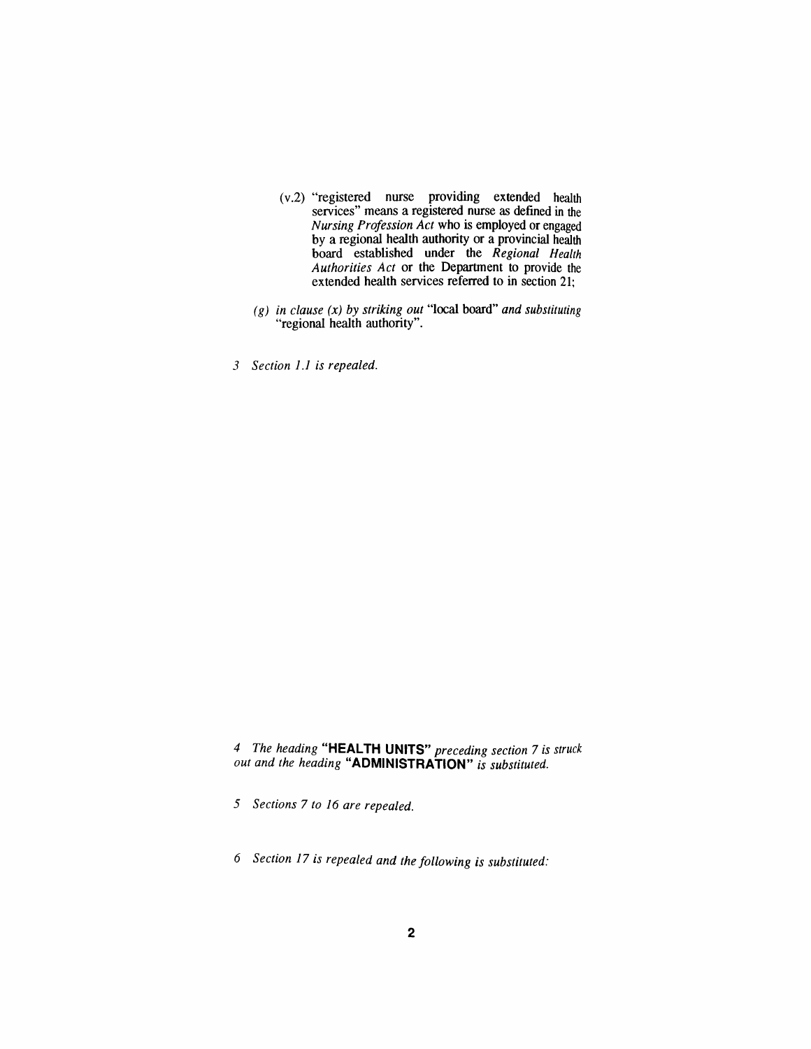(v.2) "registered nurse providing extended health services" means a registered nurse as defined in the *Nursing Profession Act* who is employed or engaged by a regional health authority or a provincial health board established under the *Regional Health Authorities Act* or the Department to provide the extended health services referred to in section 21;

*(g) in clause (x) by striking out* "local board" *and substituting* "regional health authority".

*3 Section 1.1 is repealed.*

*4 The heading* **"HEALTH UNITS"** *preceding section 7 is struck out and the heading* **"ADMINISTRATION"** *is substituted.*

*5 Sections 7 to 16 are repealed.*

*6 Section 17 is repealed and the following is substituted:*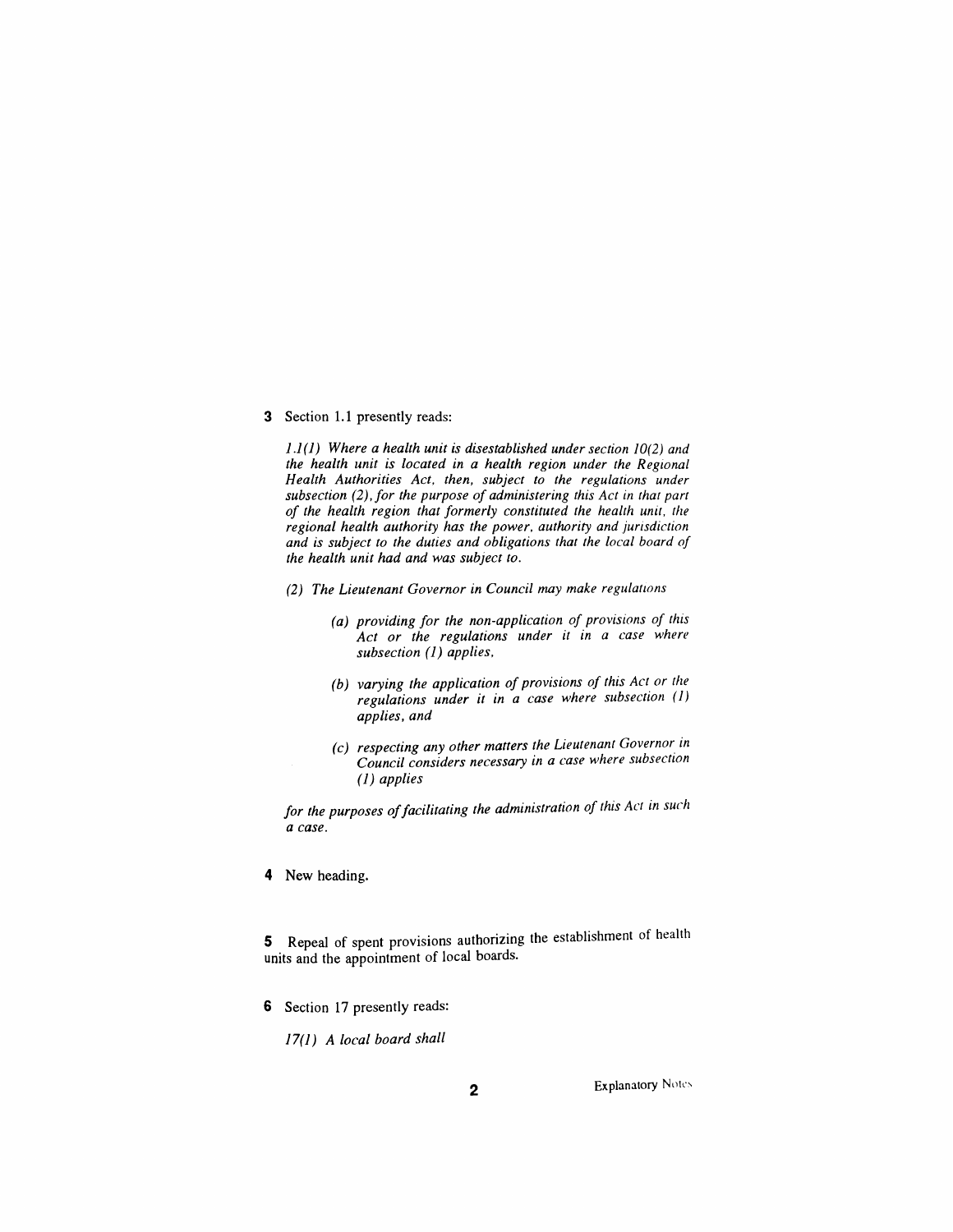**3** Section 1.1 presently reads:

*1.1(1) Where a health unit is disestablished under section 10(2) and the health unit is located in a health region under the Regional Health Authorities Act, then, subject to the regulations under subsection (2), for the purpose of administering this Act in that part of the health region that formerly constituted the health unit, the regional health authority has the power, authority and jurisdiction and is subject to the duties and obligations that the local board of the health unit had and was subject to.*

*(2) The Lieutenant Governor in Council may make regulations*

> *(a) providing for the non-application of provisions of this Act or the regulations under it in a case where subsection (1) applies,*
>
> *(b) varying the application of provisions of this Act or the regulations under it in a case where subsection (1) applies, and*
>
> *(c) respecting any other matters the Lieutenant Governor in Council considers necessary in a case where subsection (1) applies*

*for the purposes of facilitating the administration of this Act in such a case.*

**4** New heading.

**5** Repeal of spent provisions authorizing the establishment of health units and the appointment of local boards.

**6** Section 17 presently reads:

*17(1) A local board shall*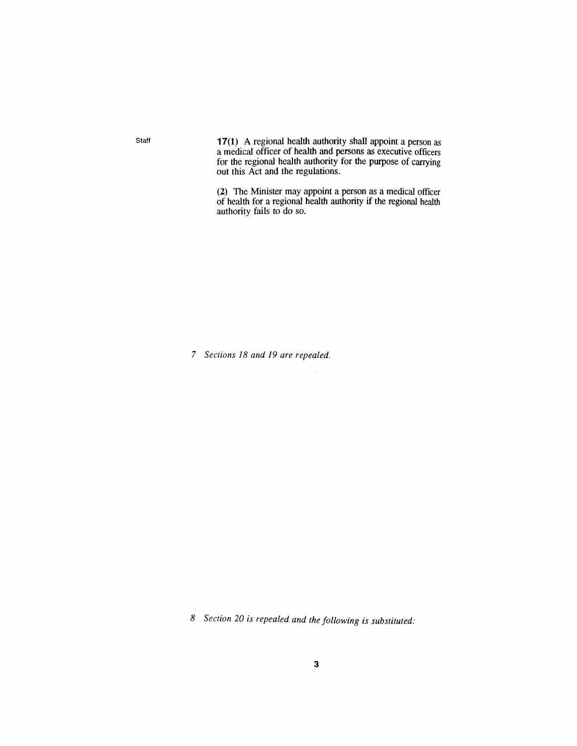Staff

**17(1)** A regional health authority shall appoint a person as a medical officer of health and persons as executive officers for the regional health authority for the purpose of carrying out this Act and the regulations.

**(2)** The Minister may appoint a person as a medical officer of health for a regional health authority if the regional health authority fails to do so.

*7 Sections 18 and 19 are repealed.*

*8 Section 20 is repealed and the following is substituted:*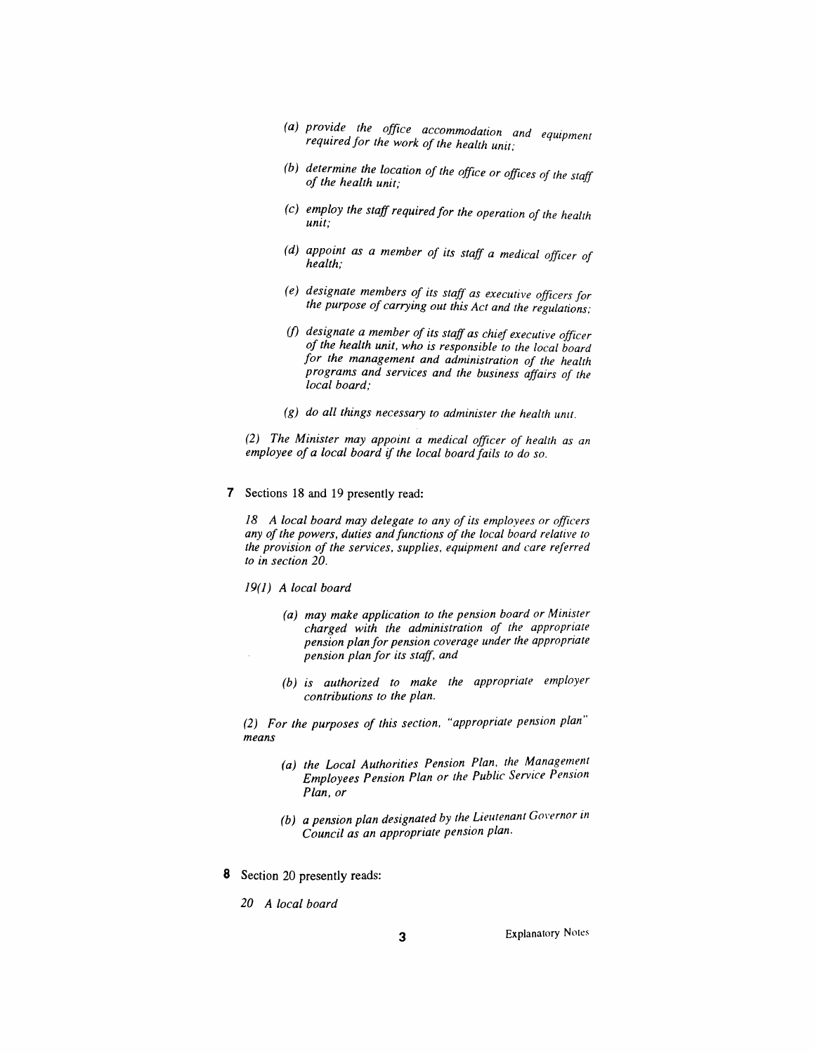*(a) provide the office accommodation and equipment required for the work of the health unit;*

*(b) determine the location of the office or offices of the staff of the health unit;*

*(c) employ the staff required for the operation of the health unit;*

*(d) appoint as a member of its staff a medical officer of health;*

*(e) designate members of its staff as executive officers for the purpose of carrying out this Act and the regulations;*

*(f) designate a member of its staff as chief executive officer of the health unit, who is responsible to the local board for the management and administration of the health programs and services and the business affairs of the local board;*

*(g) do all things necessary to administer the health unit.*

*(2) The Minister may appoint a medical officer of health as an employee of a local board if the local board fails to do so.*

**7** Sections 18 and 19 presently read:

*18 A local board may delegate to any of its employees or officers any of the powers, duties and functions of the local board relative to the provision of the services, supplies, equipment and care referred to in section 20.*

*19(1) A local board*

*(a) may make application to the pension board or Minister charged with the administration of the appropriate pension plan for pension coverage under the appropriate pension plan for its staff, and*

*(b) is authorized to make the appropriate employer contributions to the plan.*

*(2) For the purposes of this section, "appropriate pension plan" means*

*(a) the Local Authorities Pension Plan, the Management Employees Pension Plan or the Public Service Pension Plan, or*

*(b) a pension plan designated by the Lieutenant Governor in Council as an appropriate pension plan.*

**8** Section 20 presently reads:

*20 A local board*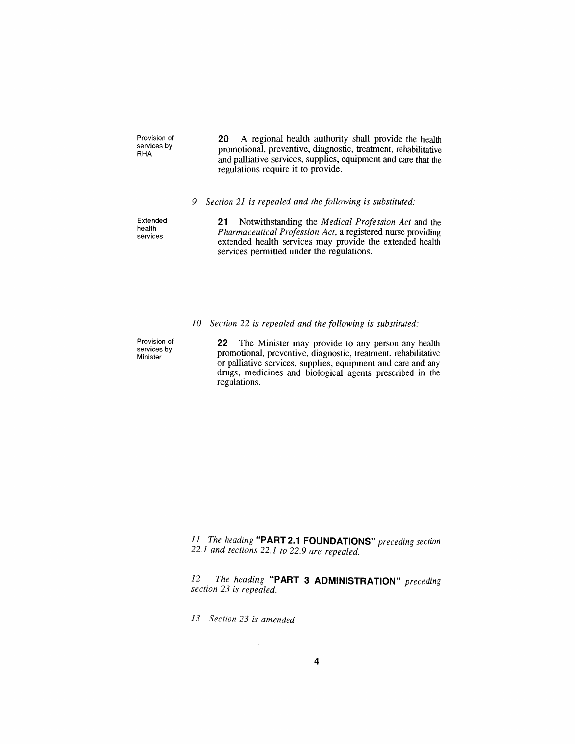Provision of services by RHA

**20** A regional health authority shall provide the health promotional, preventive, diagnostic, treatment, rehabilitative and palliative services, supplies, equipment and care that the regulations require it to provide.

*9 Section 21 is repealed and the following is substituted:*

Extended health services

**21** Notwithstanding the *Medical Profession Act* and the *Pharmaceutical Profession Act*, a registered nurse providing extended health services may provide the extended health services permitted under the regulations.

*10 Section 22 is repealed and the following is substituted:*

Provision of services by Minister

**22** The Minister may provide to any person any health promotional, preventive, diagnostic, treatment, rehabilitative or palliative services, supplies, equipment and care and any drugs, medicines and biological agents prescribed in the regulations.

*11 The heading* **"PART 2.1 FOUNDATIONS"** *preceding section 22.1 and sections 22.1 to 22.9 are repealed.*

*12 The heading* **"PART 3 ADMINISTRATION"** *preceding section 23 is repealed.*

*13 Section 23 is amended*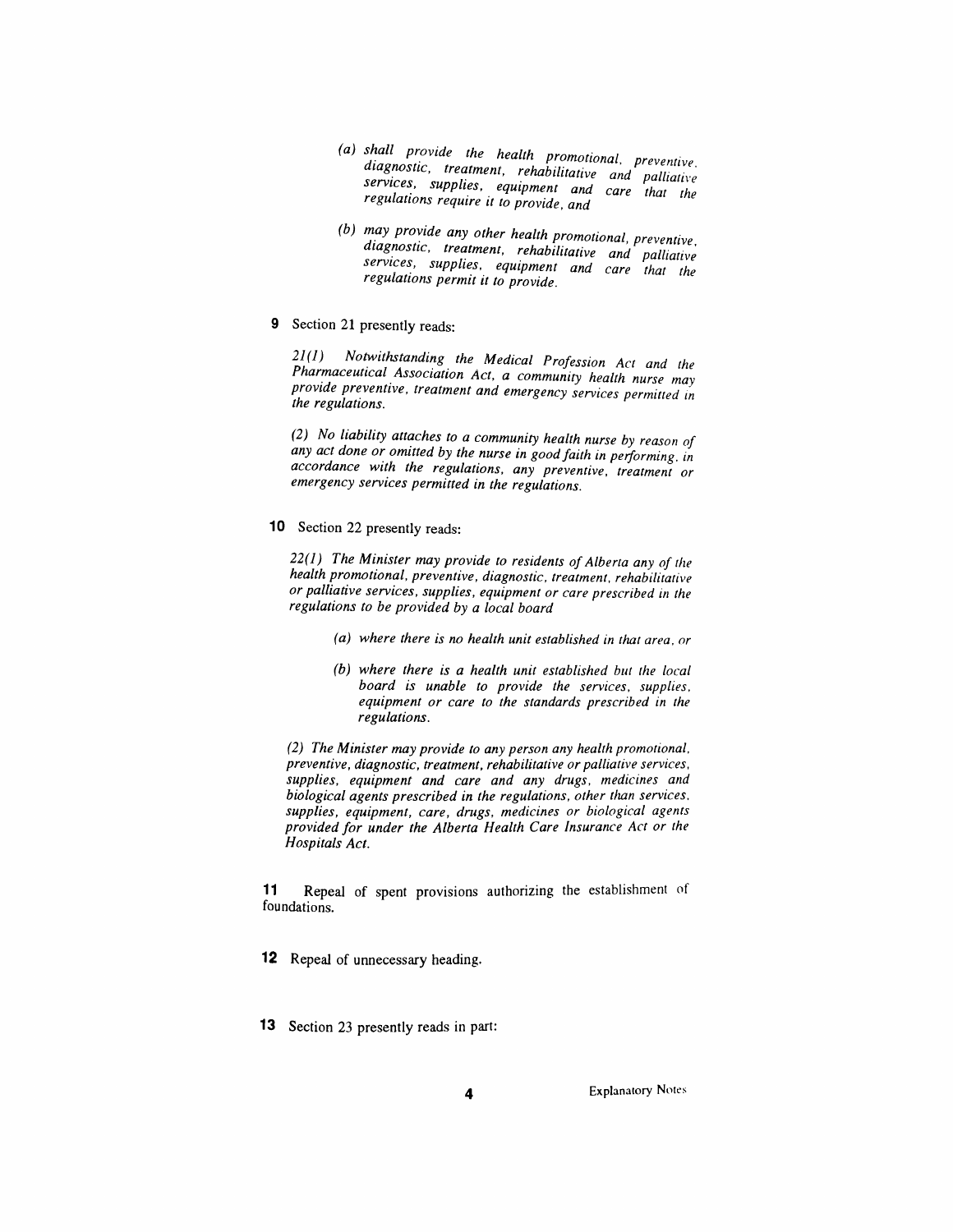*(a) shall provide the health promotional, preventive, diagnostic, treatment, rehabilitative and palliative services, supplies, equipment and care that the regulations require it to provide, and*

*(b) may provide any other health promotional, preventive, diagnostic, treatment, rehabilitative and palliative services, supplies, equipment and care that the regulations permit it to provide.*

**9** Section 21 presently reads:

*21(1) Notwithstanding the Medical Profession Act and the Pharmaceutical Association Act, a community health nurse may provide preventive, treatment and emergency services permitted in the regulations.*

*(2) No liability attaches to a community health nurse by reason of any act done or omitted by the nurse in good faith in performing, in accordance with the regulations, any preventive, treatment or emergency services permitted in the regulations.*

**10** Section 22 presently reads:

*22(1) The Minister may provide to residents of Alberta any of the health promotional, preventive, diagnostic, treatment, rehabilitative or palliative services, supplies, equipment or care prescribed in the regulations to be provided by a local board*

*(a) where there is no health unit established in that area, or*

*(b) where there is a health unit established but the local board is unable to provide the services, supplies, equipment or care to the standards prescribed in the regulations.*

*(2) The Minister may provide to any person any health promotional, preventive, diagnostic, treatment, rehabilitative or palliative services, supplies, equipment and care and any drugs, medicines and biological agents prescribed in the regulations, other than services, supplies, equipment, care, drugs, medicines or biological agents provided for under the Alberta Health Care Insurance Act or the Hospitals Act.*

**11** Repeal of spent provisions authorizing the establishment of foundations.

**12** Repeal of unnecessary heading.

**13** Section 23 presently reads in part: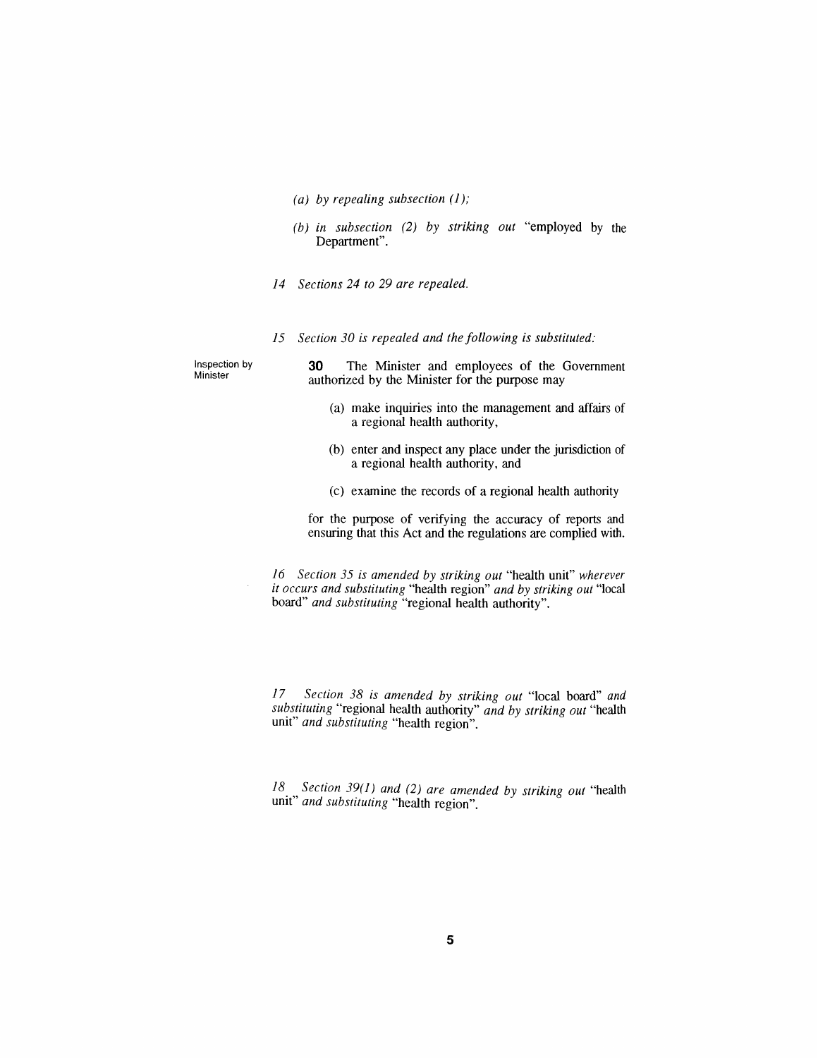*(a) by repealing subsection (1);*

*(b) in subsection (2) by striking out* "employed by the Department".

*14 Sections 24 to 29 are repealed.*

*15 Section 30 is repealed and the following is substituted:*

Inspection by Minister

**30** The Minister and employees of the Government authorized by the Minister for the purpose may

(a) make inquiries into the management and affairs of a regional health authority,

(b) enter and inspect any place under the jurisdiction of a regional health authority, and

(c) examine the records of a regional health authority

for the purpose of verifying the accuracy of reports and ensuring that this Act and the regulations are complied with.

*16 Section 35 is amended by striking out* "health unit" *wherever it occurs and substituting* "health region" *and by striking out* "local board" *and substituting* "regional health authority".

*17 Section 38 is amended by striking out* "local board" *and substituting* "regional health authority" *and by striking out* "health unit" *and substituting* "health region".

*18 Section 39(1) and (2) are amended by striking out* "health unit" *and substituting* "health region".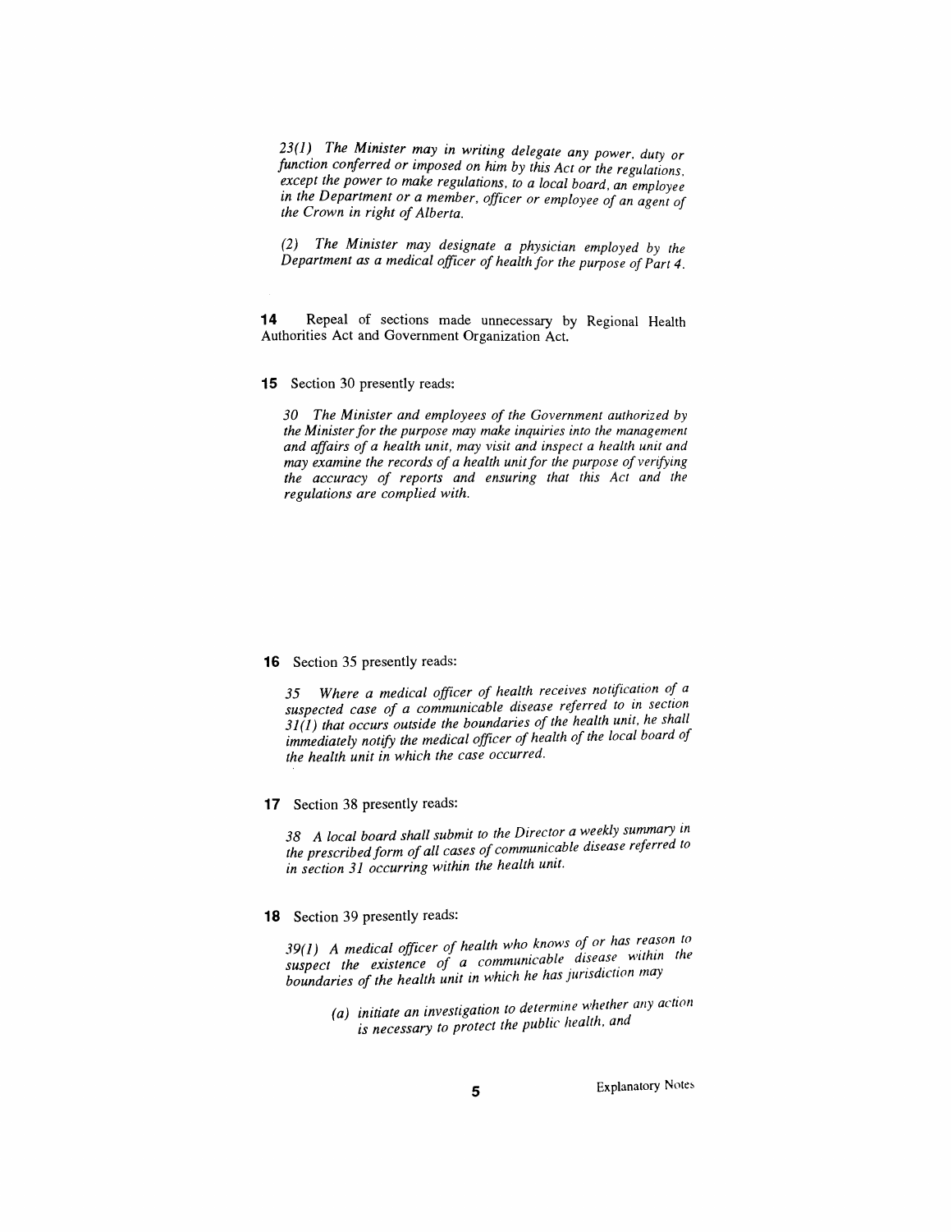*23(1) The Minister may in writing delegate any power, duty or function conferred or imposed on him by this Act or the regulations, except the power to make regulations, to a local board, an employee in the Department or a member, officer or employee of an agent of the Crown in right of Alberta.*

*(2) The Minister may designate a physician employed by the Department as a medical officer of health for the purpose of Part 4.*

**14** Repeal of sections made unnecessary by Regional Health Authorities Act and Government Organization Act.

**15** Section 30 presently reads:

*30 The Minister and employees of the Government authorized by the Minister for the purpose may make inquiries into the management and affairs of a health unit, may visit and inspect a health unit and may examine the records of a health unit for the purpose of verifying the accuracy of reports and ensuring that this Act and the regulations are complied with.*

**16** Section 35 presently reads:

*35 Where a medical officer of health receives notification of a suspected case of a communicable disease referred to in section 31(1) that occurs outside the boundaries of the health unit, he shall immediately notify the medical officer of health of the local board of the health unit in which the case occurred.*

**17** Section 38 presently reads:

*38 A local board shall submit to the Director a weekly summary in the prescribed form of all cases of communicable disease referred to in section 31 occurring within the health unit.*

**18** Section 39 presently reads:

*39(1) A medical officer of health who knows of or has reason to suspect the existence of a communicable disease within the boundaries of the health unit in which he has jurisdiction may*

> *(a) initiate an investigation to determine whether any action is necessary to protect the public health, and*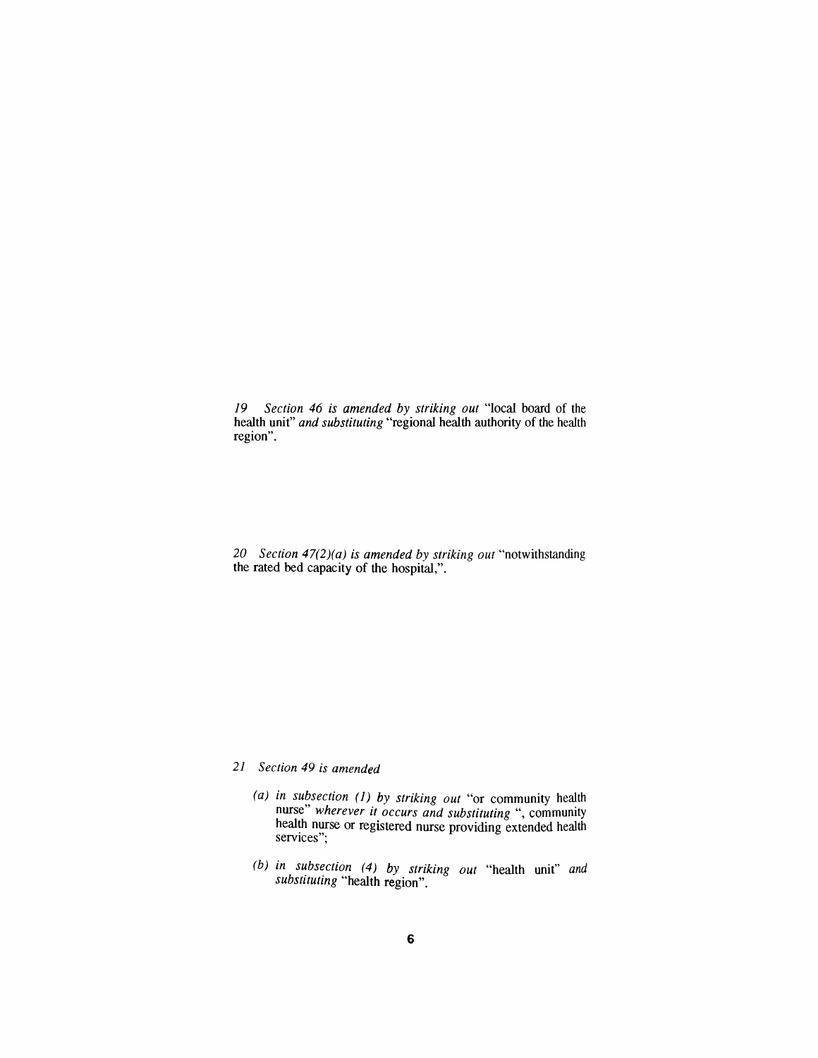19 *Section 46 is amended by striking out* "local board of the health unit" *and substituting* "regional health authority of the health region".

20 *Section 47(2)(a) is amended by striking out* "notwithstanding the rated bed capacity of the hospital,".

21 *Section 49 is amended*

- *(a) in subsection (1) by striking out* "or community health nurse" *wherever it occurs and substituting* ", community health nurse or registered nurse providing extended health services";
- *(b) in subsection (4) by striking out* "health unit" *and substituting* "health region".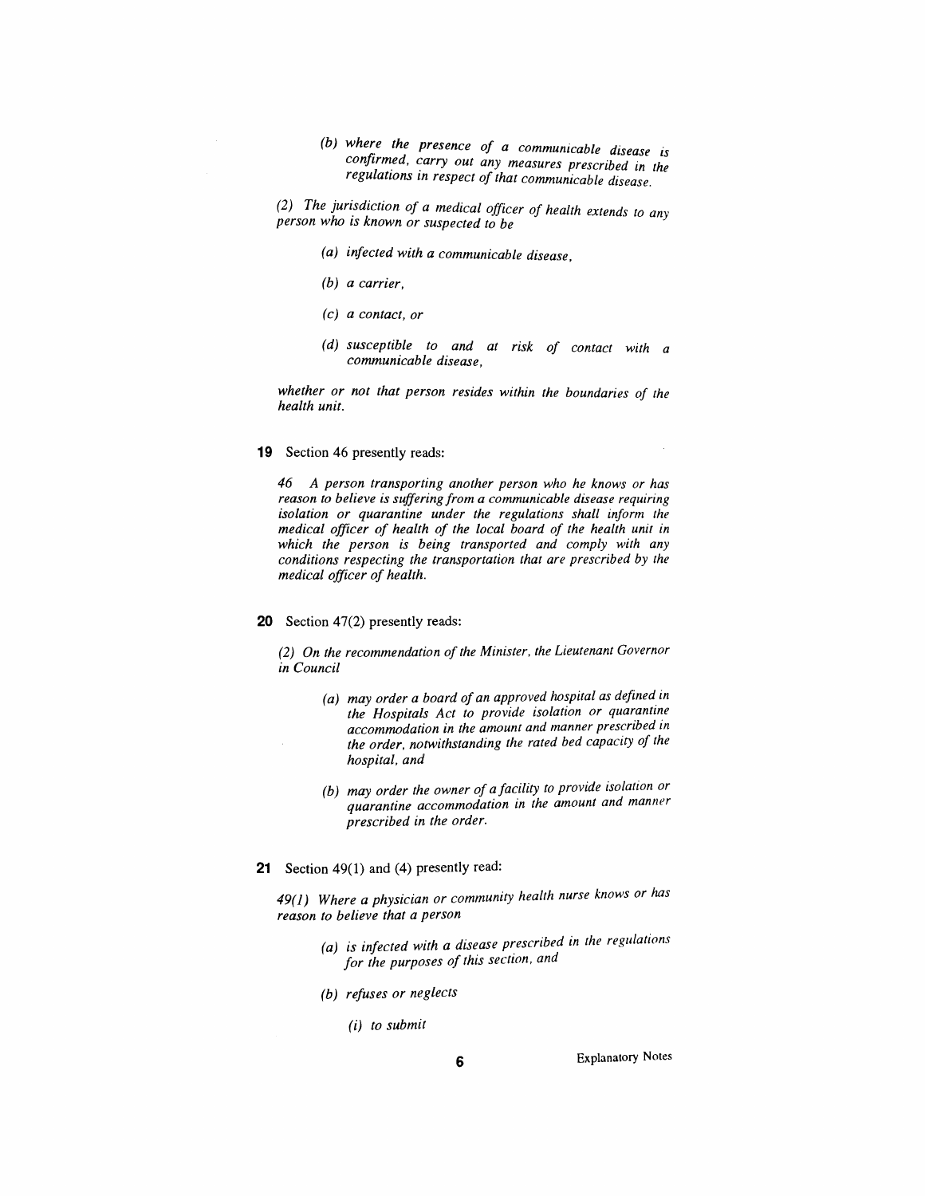*(b) where the presence of a communicable disease is confirmed, carry out any measures prescribed in the regulations in respect of that communicable disease.*

*(2) The jurisdiction of a medical officer of health extends to any person who is known or suspected to be*

*(a) infected with a communicable disease,*

*(b) a carrier,*

*(c) a contact, or*

*(d) susceptible to and at risk of contact with a communicable disease,*

*whether or not that person resides within the boundaries of the health unit.*

**19** Section 46 presently reads:

*46 A person transporting another person who he knows or has reason to believe is suffering from a communicable disease requiring isolation or quarantine under the regulations shall inform the medical officer of health of the local board of the health unit in which the person is being transported and comply with any conditions respecting the transportation that are prescribed by the medical officer of health.*

**20** Section 47(2) presently reads:

*(2) On the recommendation of the Minister, the Lieutenant Governor in Council*

*(a) may order a board of an approved hospital as defined in the Hospitals Act to provide isolation or quarantine accommodation in the amount and manner prescribed in the order, notwithstanding the rated bed capacity of the hospital, and*

*(b) may order the owner of a facility to provide isolation or quarantine accommodation in the amount and manner prescribed in the order.*

**21** Section 49(1) and (4) presently read:

*49(1) Where a physician or community health nurse knows or has reason to believe that a person*

*(a) is infected with a disease prescribed in the regulations for the purposes of this section, and*

*(b) refuses or neglects*

*(i) to submit*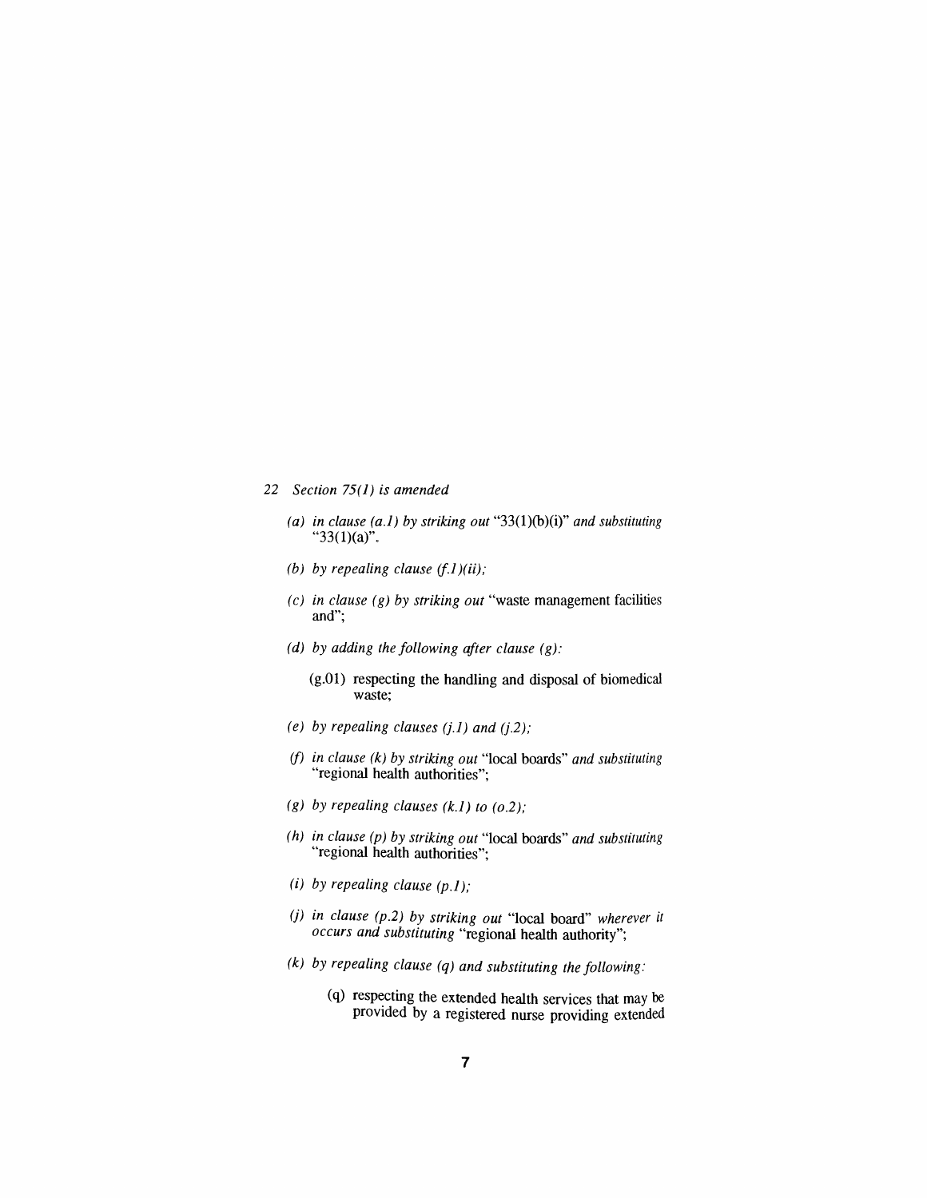22 *Section 75(1) is amended*

*(a) in clause (a.1) by striking out* "33(1)(b)(i)" *and substituting* "33(1)(a)".

*(b) by repealing clause (f.1)(ii);*

*(c) in clause (g) by striking out* "waste management facilities and";

*(d) by adding the following after clause (g):*

(g.01) respecting the handling and disposal of biomedical waste;

*(e) by repealing clauses (j.1) and (j.2);*

*(f) in clause (k) by striking out* "local boards" *and substituting* "regional health authorities";

*(g) by repealing clauses (k.1) to (o.2);*

*(h) in clause (p) by striking out* "local boards" *and substituting* "regional health authorities";

*(i) by repealing clause (p.1);*

*(j) in clause (p.2) by striking out* "local board" *wherever it occurs and substituting* "regional health authority";

*(k) by repealing clause (q) and substituting the following:*

(q) respecting the extended health services that may be provided by a registered nurse providing extended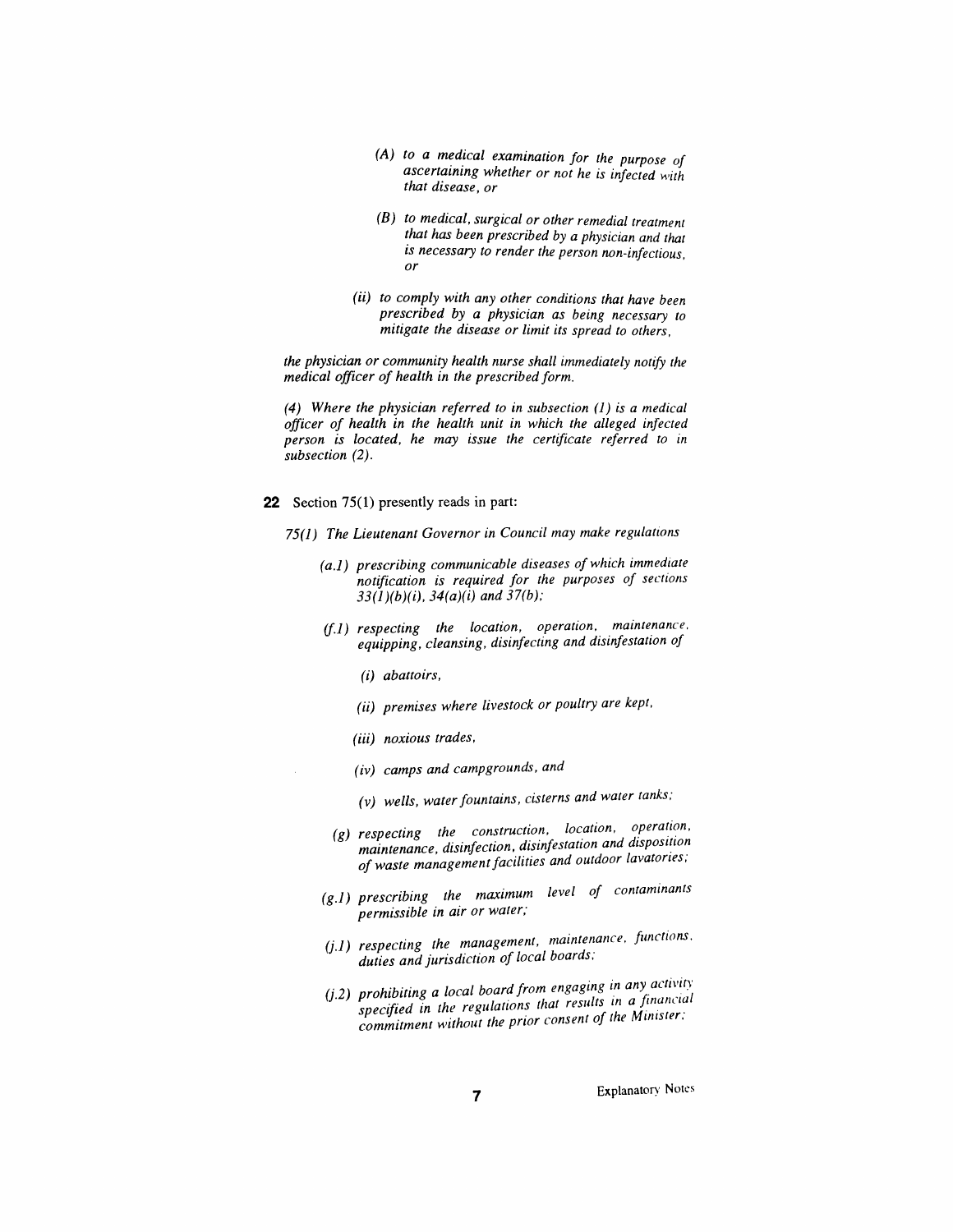*(A) to a medical examination for the purpose of ascertaining whether or not he is infected with that disease, or*

*(B) to medical, surgical or other remedial treatment that has been prescribed by a physician and that is necessary to render the person non-infectious, or*

*(ii) to comply with any other conditions that have been prescribed by a physician as being necessary to mitigate the disease or limit its spread to others,*

*the physician or community health nurse shall immediately notify the medical officer of health in the prescribed form.*

*(4) Where the physician referred to in subsection (1) is a medical officer of health in the health unit in which the alleged infected person is located, he may issue the certificate referred to in subsection (2).*

**22** Section 75(1) presently reads in part:

*75(1) The Lieutenant Governor in Council may make regulations*

*(a.1) prescribing communicable diseases of which immediate notification is required for the purposes of sections 33(1)(b)(i), 34(a)(i) and 37(b);*

*(f.1) respecting the location, operation, maintenance, equipping, cleansing, disinfecting and disinfestation of*

*(i) abattoirs,*

*(ii) premises where livestock or poultry are kept,*

*(iii) noxious trades,*

*(iv) camps and campgrounds, and*

*(v) wells, water fountains, cisterns and water tanks;*

*(g) respecting the construction, location, operation, maintenance, disinfection, disinfestation and disposition of waste management facilities and outdoor lavatories;*

*(g.1) prescribing the maximum level of contaminants permissible in air or water;*

*(j.1) respecting the management, maintenance, functions, duties and jurisdiction of local boards;*

*(j.2) prohibiting a local board from engaging in any activity specified in the regulations that results in a financial commitment without the prior consent of the Minister;*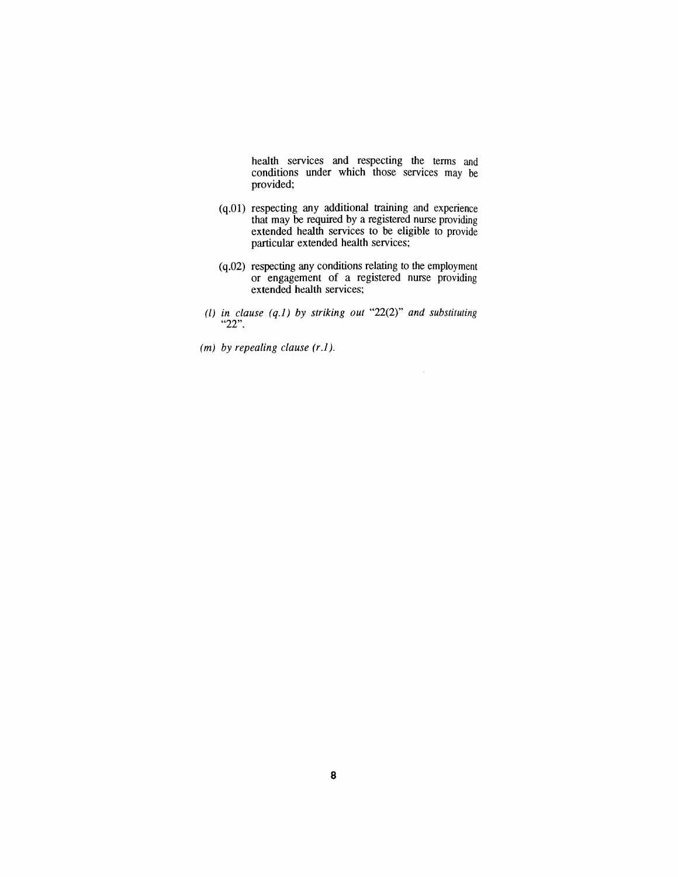health services and respecting the terms and conditions under which those services may be provided;

(q.01) respecting any additional training and experience that may be required by a registered nurse providing extended health services to be eligible to provide particular extended health services;

(q.02) respecting any conditions relating to the employment or engagement of a registered nurse providing extended health services;

*(l) in clause (q.1) by striking out* "22(2)" *and substituting* "22".

*(m) by repealing clause (r.1).*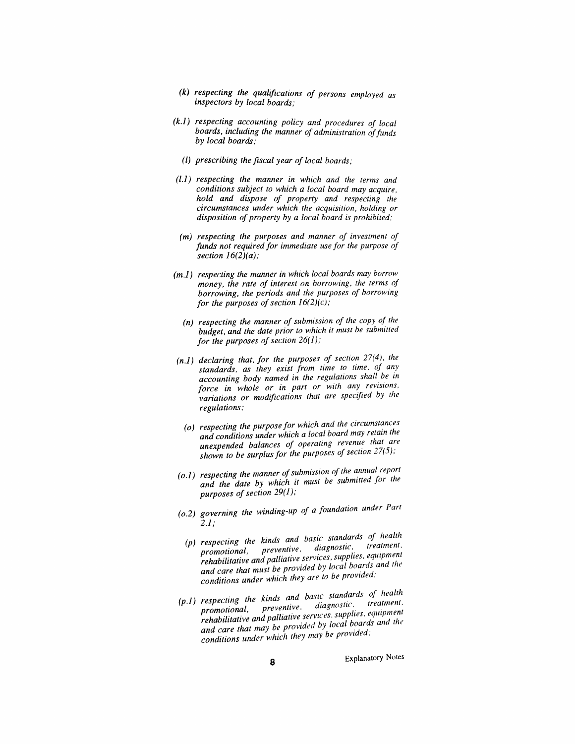*(k) respecting the qualifications of persons employed as inspectors by local boards;*

*(k.1) respecting accounting policy and procedures of local boards, including the manner of administration of funds by local boards;*

*(l) prescribing the fiscal year of local boards;*

*(l.1) respecting the manner in which and the terms and conditions subject to which a local board may acquire, hold and dispose of property and respecting the circumstances under which the acquisition, holding or disposition of property by a local board is prohibited;*

*(m) respecting the purposes and manner of investment of funds not required for immediate use for the purpose of section 16(2)(a);*

*(m.1) respecting the manner in which local boards may borrow money, the rate of interest on borrowing, the terms of borrowing, the periods and the purposes of borrowing for the purposes of section 16(2)(c);*

*(n) respecting the manner of submission of the copy of the budget, and the date prior to which it must be submitted for the purposes of section 26(1);*

*(n.1) declaring that, for the purposes of section 27(4), the standards, as they exist from time to time, of any accounting body named in the regulations shall be in force in whole or in part or with any revisions, variations or modifications that are specified by the regulations;*

*(o) respecting the purpose for which and the circumstances and conditions under which a local board may retain the unexpended balances of operating revenue that are shown to be surplus for the purposes of section 27(5);*

*(o.1) respecting the manner of submission of the annual report and the date by which it must be submitted for the purposes of section 29(1);*

*(o.2) governing the winding-up of a foundation under Part 2.1;*

*(p) respecting the kinds and basic standards of health promotional, preventive, diagnostic, treatment, rehabilitative and palliative services, supplies, equipment and care that must be provided by local boards and the conditions under which they are to be provided;*

*(p.1) respecting the kinds and basic standards of health promotional, preventive, diagnostic, treatment, rehabilitative and palliative services, supplies, equipment and care that may be provided by local boards and the conditions under which they may be provided;*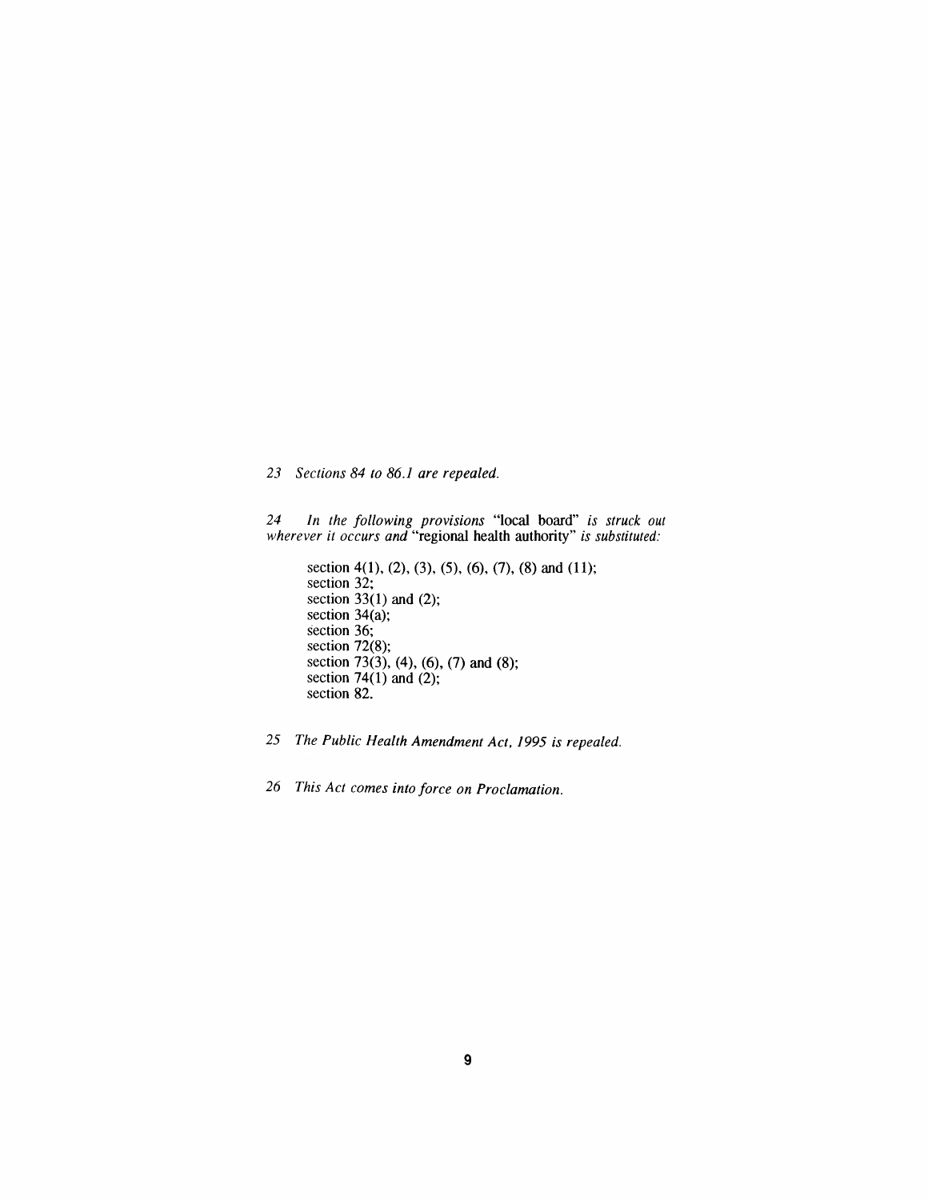*23 Sections 84 to 86.1 are repealed.*

*24 In the following provisions* "local board" *is struck out wherever it occurs and* "regional health authority" *is substituted:*

section 4(1), (2), (3), (5), (6), (7), (8) and (11);
section 32;
section 33(1) and (2);
section 34(a);
section 36;
section 72(8);
section 73(3), (4), (6), (7) and (8);
section 74(1) and (2);
section 82.

*25 The Public Health Amendment Act, 1995 is repealed.*

*26 This Act comes into force on Proclamation.*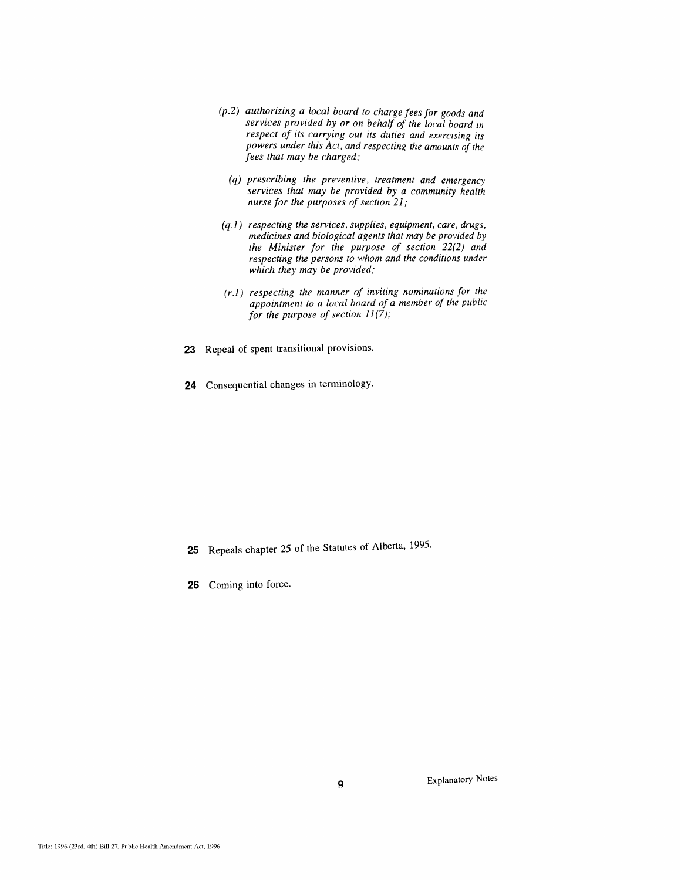*(p.2) authorizing a local board to charge fees for goods and services provided by or on behalf of the local board in respect of its carrying out its duties and exercising its powers under this Act, and respecting the amounts of the fees that may be charged;*

*(q) prescribing the preventive, treatment and emergency services that may be provided by a community health nurse for the purposes of section 21;*

*(q.1) respecting the services, supplies, equipment, care, drugs, medicines and biological agents that may be provided by the Minister for the purpose of section 22(2) and respecting the persons to whom and the conditions under which they may be provided;*

*(r.1) respecting the manner of inviting nominations for the appointment to a local board of a member of the public for the purpose of section 11(7);*

**23** Repeal of spent transitional provisions.

**24** Consequential changes in terminology.

**25** Repeals chapter 25 of the Statutes of Alberta, 1995.

**26** Coming into force.